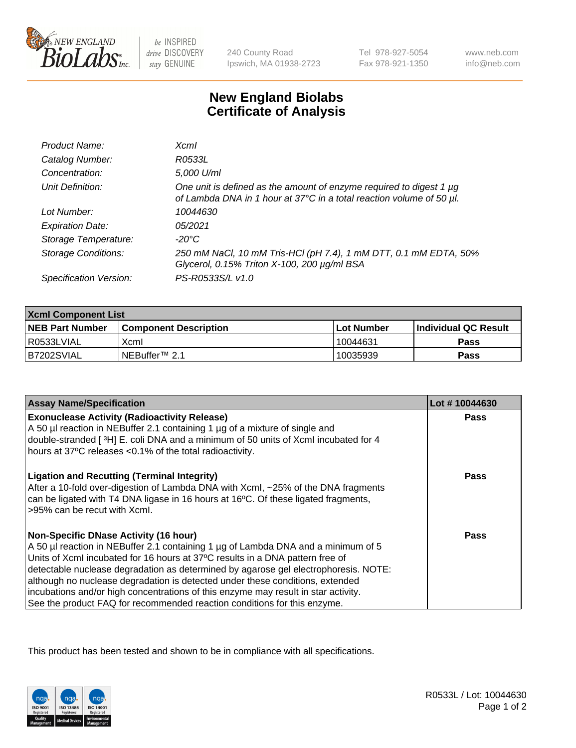# New England Biolabs
## Certificate of Analysis

| | |
|---|---|
| *Product Name:* | *XcmI* |
| *Catalog Number:* | *R0533L* |
| *Concentration:* | *5,000 U/ml* |
| *Unit Definition:* | *One unit is defined as the amount of enzyme required to digest 1 µg of Lambda DNA in 1 hour at 37°C in a total reaction volume of 50 µl.* |
| *Lot Number:* | *10044630* |
| *Expiration Date:* | *05/2021* |
| *Storage Temperature:* | *-20°C* |
| *Storage Conditions:* | *250 mM NaCl, 10 mM Tris-HCl (pH 7.4), 1 mM DTT, 0.1 mM EDTA, 50% Glycerol, 0.15% Triton X-100, 200 µg/ml BSA* |
| *Specification Version:* | *PS-R0533S/L v1.0* |

| XcmI Component List | | | |
|---|---|---|---|
| **NEB Part Number** | **Component Description** | **Lot Number** | **Individual QC Result** |
| R0533LVIAL | XcmI | 10044631 | **Pass** |
| B7202SVIAL | NEBuffer™ 2.1 | 10035939 | **Pass** |

| Assay Name/Specification | Lot # 10044630 |
|---|---|
| **Exonuclease Activity (Radioactivity Release)**<br>A 50 µl reaction in NEBuffer 2.1 containing 1 µg of a mixture of single and double-stranded [ $^{3}$H] E. coli DNA and a minimum of 50 units of XcmI incubated for 4 hours at 37ºC releases <0.1% of the total radioactivity. | **Pass** |
| **Ligation and Recutting (Terminal Integrity)**<br>After a 10-fold over-digestion of Lambda DNA with XcmI, ~25% of the DNA fragments can be ligated with T4 DNA ligase in 16 hours at 16ºC. Of these ligated fragments, >95% can be recut with XcmI. | **Pass** |
| **Non-Specific DNase Activity (16 hour)**<br>A 50 µl reaction in NEBuffer 2.1 containing 1 µg of Lambda DNA and a minimum of 5 Units of XcmI incubated for 16 hours at 37ºC results in a DNA pattern free of detectable nuclease degradation as determined by agarose gel electrophoresis. NOTE: although no nuclease degradation is detected under these conditions, extended incubations and/or high concentrations of this enzyme may result in star activity. See the product FAQ for recommended reaction conditions for this enzyme. | **Pass** |

This product has been tested and shown to be in compliance with all specifications.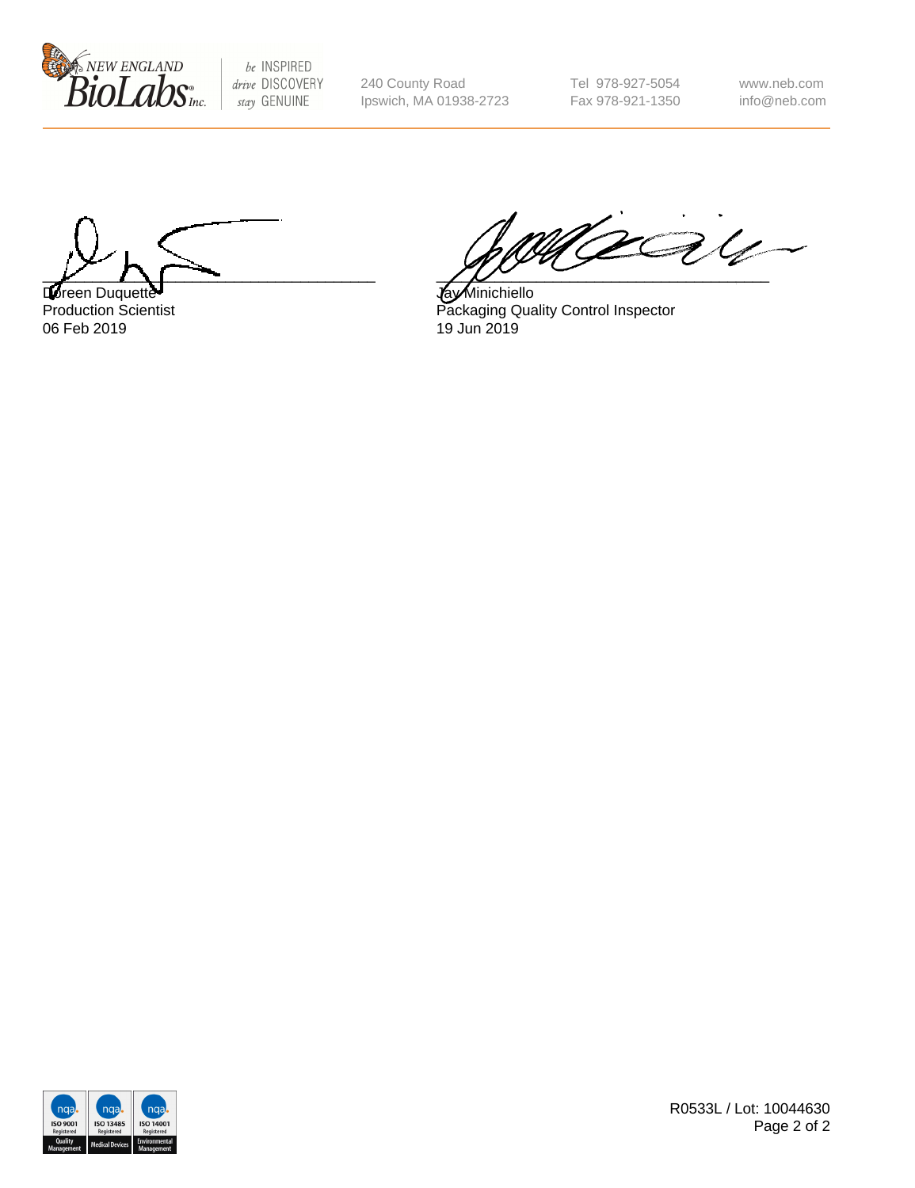Doreen Duquette
Production Scientist
06 Feb 2019

Jay Minichiello
Packaging Quality Control Inspector
19 Jun 2019

R0533L / Lot: 10044630